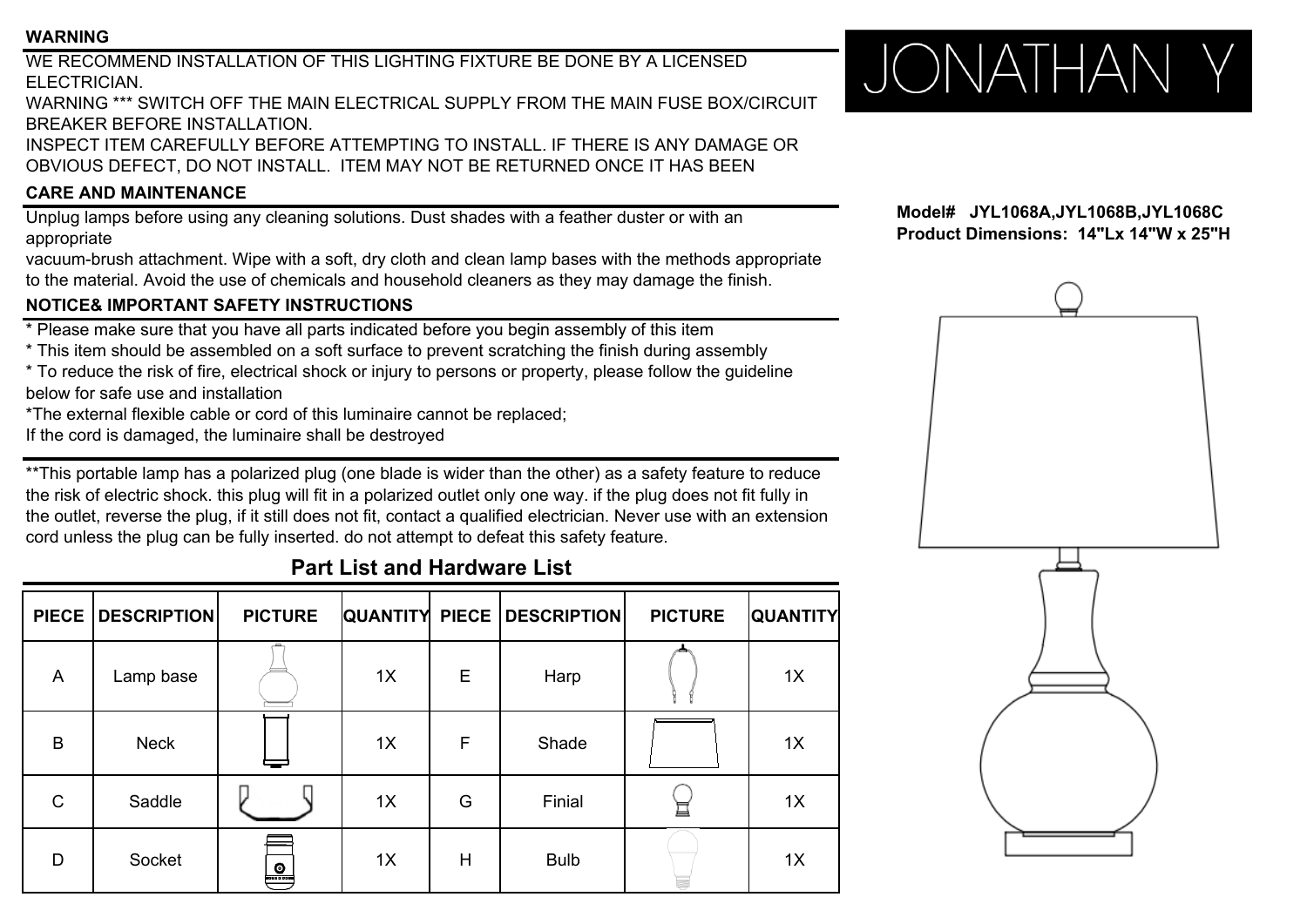# JONATHAN Y

**Model# JYL1068A,JYL1068B,JYL1068C**
**Product Dimensions: 14"Lx 14"W x 25"H**

### WARNING

WE RECOMMEND INSTALLATION OF THIS LIGHTING FIXTURE BE DONE BY A LICENSED ELECTRICIAN.
WARNING *** SWITCH OFF THE MAIN ELECTRICAL SUPPLY FROM THE MAIN FUSE BOX/CIRCUIT BREAKER BEFORE INSTALLATION.
INSPECT ITEM CAREFULLY BEFORE ATTEMPTING TO INSTALL. IF THERE IS ANY DAMAGE OR OBVIOUS DEFECT, DO NOT INSTALL. ITEM MAY NOT BE RETURNED ONCE IT HAS BEEN

### CARE AND MAINTENANCE

Unplug lamps before using any cleaning solutions. Dust shades with a feather duster or with an appropriate
vacuum-brush attachment. Wipe with a soft, dry cloth and clean lamp bases with the methods appropriate to the material. Avoid the use of chemicals and household cleaners as they may damage the finish.

### NOTICE& IMPORTANT SAFETY INSTRUCTIONS

* Please make sure that you have all parts indicated before you begin assembly of this item
* This item should be assembled on a soft surface to prevent scratching the finish during assembly
* To reduce the risk of fire, electrical shock or injury to persons or property, please follow the guideline below for safe use and installation

*The external flexible cable or cord of this luminaire cannot be replaced;
If the cord is damaged, the luminaire shall be destroyed

**This portable lamp has a polarized plug (one blade is wider than the other) as a safety feature to reduce the risk of electric shock. this plug will fit in a polarized outlet only one way. if the plug does not fit fully in the outlet, reverse the plug, if it still does not fit, contact a qualified electrician. Never use with an extension cord unless the plug can be fully inserted. do not attempt to defeat this safety feature.

## Part List and Hardware List

| PIECE | DESCRIPTION | PICTURE | QUANTITY | PIECE | DESCRIPTION | PICTURE | QUANTITY |
|---|---|---|---|---|---|---|---|
| A | Lamp base | | 1X | E | Harp | | 1X |
| B | Neck | | 1X | F | Shade | | 1X |
| C | Saddle | | 1X | G | Finial | | 1X |
| D | Socket | | 1X | H | Bulb | | 1X |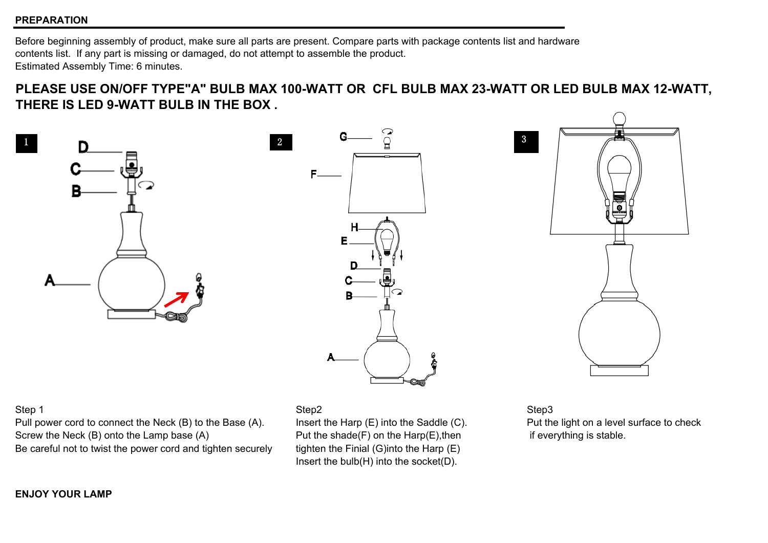## PREPARATION

Before beginning assembly of product, make sure all parts are present. Compare parts with package contents list and hardware contents list. If any part is missing or damaged, do not attempt to assemble the product.
Estimated Assembly Time: 6 minutes.

**PLEASE USE ON/OFF TYPE"A" BULB MAX 100-WATT OR CFL BULB MAX 23-WATT OR LED BULB MAX 12-WATT, THERE IS LED 9-WATT BULB IN THE BOX .**

1

D
C
B
A

2

G
F
H
E
D
C
B
A

3

Step 1
Pull power cord to connect the Neck (B) to the Base (A).
Screw the Neck (B) onto the Lamp base (A)
Be careful not to twist the power cord and tighten securely

Step2
Insert the Harp (E) into the Saddle (C).
Put the shade(F) on the Harp(E),then
tighten the Finial (G)into the Harp (E)
Insert the bulb(H) into the socket(D).

Step3
Put the light on a level surface to check
if everything is stable.

**ENJOY YOUR LAMP**